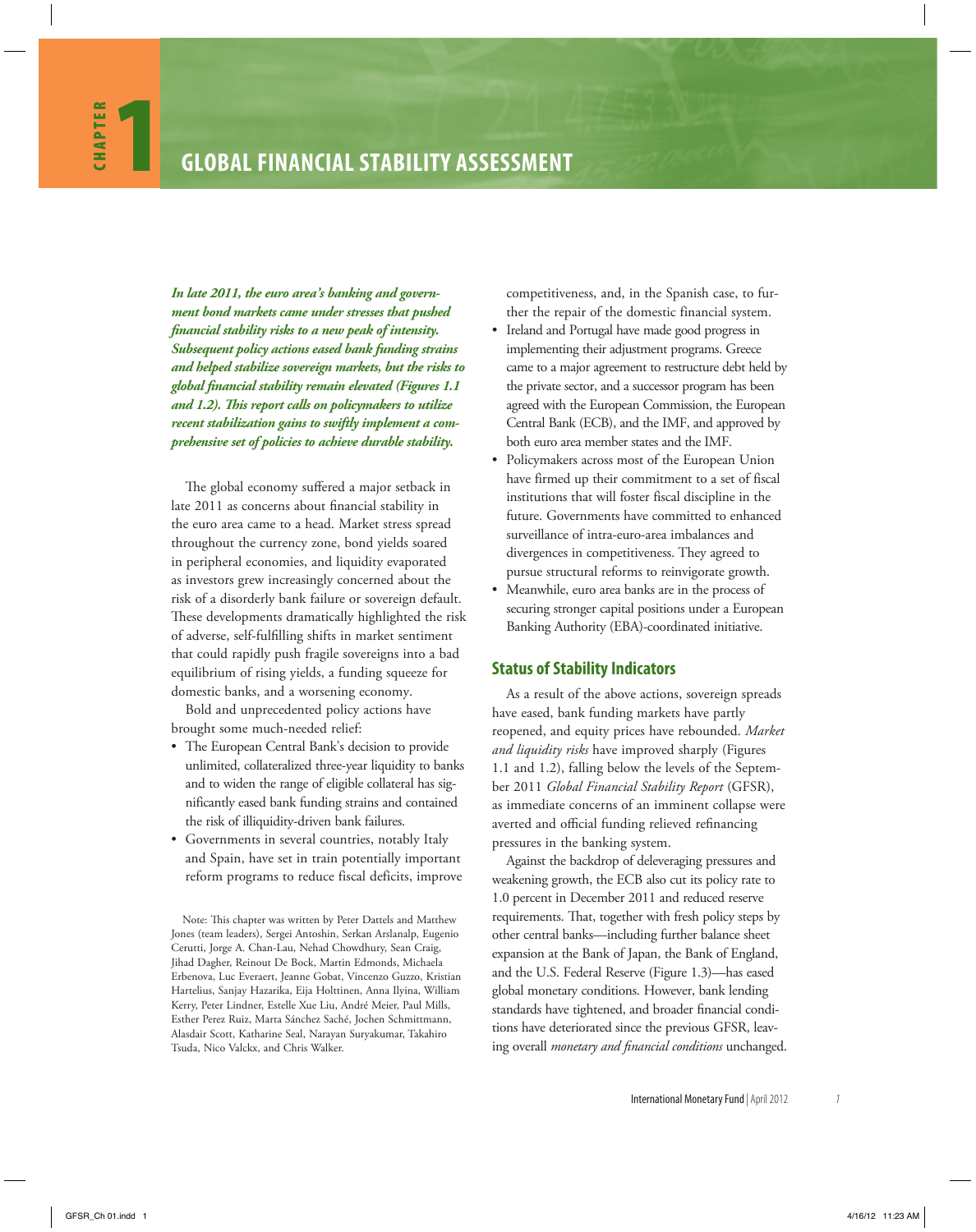# CHAPTER 1 GLOBAL FINANCIAL STABILITY ASSESSMENT

***In late 2011, the euro area's banking and government bond markets came under stresses that pushed financial stability risks to a new peak of intensity. Subsequent policy actions eased bank funding strains and helped stabilize sovereign markets, but the risks to global financial stability remain elevated (Figures 1.1 and 1.2). This report calls on policymakers to utilize recent stabilization gains to swiftly implement a comprehensive set of policies to achieve durable stability.***

The global economy suffered a major setback in late 2011 as concerns about financial stability in the euro area came to a head. Market stress spread throughout the currency zone, bond yields soared in peripheral economies, and liquidity evaporated as investors grew increasingly concerned about the risk of a disorderly bank failure or sovereign default. These developments dramatically highlighted the risk of adverse, self-fulfilling shifts in market sentiment that could rapidly push fragile sovereigns into a bad equilibrium of rising yields, a funding squeeze for domestic banks, and a worsening economy.

Bold and unprecedented policy actions have brought some much-needed relief:

- The European Central Bank's decision to provide unlimited, collateralized three-year liquidity to banks and to widen the range of eligible collateral has significantly eased bank funding strains and contained the risk of illiquidity-driven bank failures.
- Governments in several countries, notably Italy and Spain, have set in train potentially important reform programs to reduce fiscal deficits, improve competitiveness, and, in the Spanish case, to further the repair of the domestic financial system.
- Ireland and Portugal have made good progress in implementing their adjustment programs. Greece came to a major agreement to restructure debt held by the private sector, and a successor program has been agreed with the European Commission, the European Central Bank (ECB), and the IMF, and approved by both euro area member states and the IMF.
- Policymakers across most of the European Union have firmed up their commitment to a set of fiscal institutions that will foster fiscal discipline in the future. Governments have committed to enhanced surveillance of intra-euro-area imbalances and divergences in competitiveness. They agreed to pursue structural reforms to reinvigorate growth.
- Meanwhile, euro area banks are in the process of securing stronger capital positions under a European Banking Authority (EBA)-coordinated initiative.

## Status of Stability Indicators

As a result of the above actions, sovereign spreads have eased, bank funding markets have partly reopened, and equity prices have rebounded. *Market and liquidity risks* have improved sharply (Figures 1.1 and 1.2), falling below the levels of the September 2011 *Global Financial Stability Report* (GFSR), as immediate concerns of an imminent collapse were averted and official funding relieved refinancing pressures in the banking system.

Against the backdrop of deleveraging pressures and weakening growth, the ECB also cut its policy rate to 1.0 percent in December 2011 and reduced reserve requirements. That, together with fresh policy steps by other central banks—including further balance sheet expansion at the Bank of Japan, the Bank of England, and the U.S. Federal Reserve (Figure 1.3)—has eased global monetary conditions. However, bank lending standards have tightened, and broader financial conditions have deteriorated since the previous GFSR, leaving overall *monetary and financial conditions* unchanged.

Note: This chapter was written by Peter Dattels and Matthew Jones (team leaders), Sergei Antoshin, Serkan Arslanalp, Eugenio Cerutti, Jorge A. Chan-Lau, Nehad Chowdhury, Sean Craig, Jihad Dagher, Reinout De Bock, Martin Edmonds, Michaela Erbenova, Luc Everaert, Jeanne Gobat, Vincenzo Guzzo, Kristian Hartelius, Sanjay Hazarika, Eija Holttinen, Anna Ilyina, William Kerry, Peter Lindner, Estelle Xue Liu, André Meier, Paul Mills, Esther Perez Ruiz, Marta Sánchez Saché, Jochen Schmittmann, Alasdair Scott, Katharine Seal, Narayan Suryakumar, Takahiro Tsuda, Nico Valckx, and Chris Walker.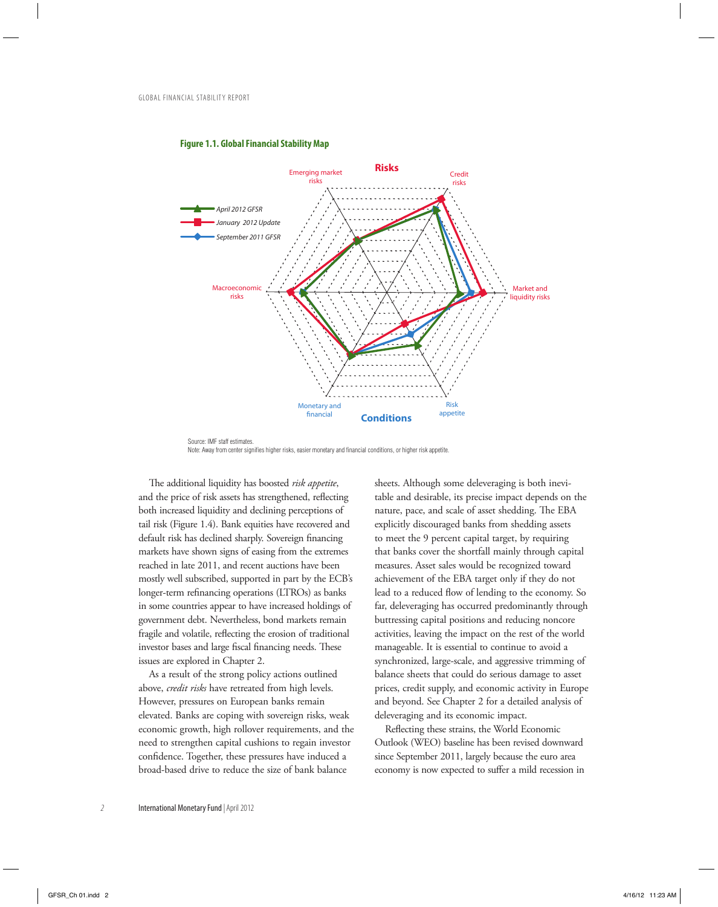**Figure 1.1. Global Financial Stability Map**

Risks

Emerging market risks

Credit risks

Market and liquidity risks

Risk appetite

Monetary and financial

Macroeconomic risks

Conditions

April 2012 GFSR

January 2012 Update

September 2011 GFSR

Source: IMF staff estimates.
Note: Away from center signifies higher risks, easier monetary and financial conditions, or higher risk appetite.

The additional liquidity has boosted *risk appetite*, and the price of risk assets has strengthened, reflecting both increased liquidity and declining perceptions of tail risk (Figure 1.4). Bank equities have recovered and default risk has declined sharply. Sovereign financing markets have shown signs of easing from the extremes reached in late 2011, and recent auctions have been mostly well subscribed, supported in part by the ECB's longer-term refinancing operations (LTROs) as banks in some countries appear to have increased holdings of government debt. Nevertheless, bond markets remain fragile and volatile, reflecting the erosion of traditional investor bases and large fiscal financing needs. These issues are explored in Chapter 2.

As a result of the strong policy actions outlined above, *credit risks* have retreated from high levels. However, pressures on European banks remain elevated. Banks are coping with sovereign risks, weak economic growth, high rollover requirements, and the need to strengthen capital cushions to regain investor confidence. Together, these pressures have induced a broad-based drive to reduce the size of bank balance sheets. Although some deleveraging is both inevitable and desirable, its precise impact depends on the nature, pace, and scale of asset shedding. The EBA explicitly discouraged banks from shedding assets to meet the 9 percent capital target, by requiring that banks cover the shortfall mainly through capital measures. Asset sales would be recognized toward achievement of the EBA target only if they do not lead to a reduced flow of lending to the economy. So far, deleveraging has occurred predominantly through buttressing capital positions and reducing noncore activities, leaving the impact on the rest of the world manageable. It is essential to continue to avoid a synchronized, large-scale, and aggressive trimming of balance sheets that could do serious damage to asset prices, credit supply, and economic activity in Europe and beyond. See Chapter 2 for a detailed analysis of deleveraging and its economic impact.

Reflecting these strains, the World Economic Outlook (WEO) baseline has been revised downward since September 2011, largely because the euro area economy is now expected to suffer a mild recession in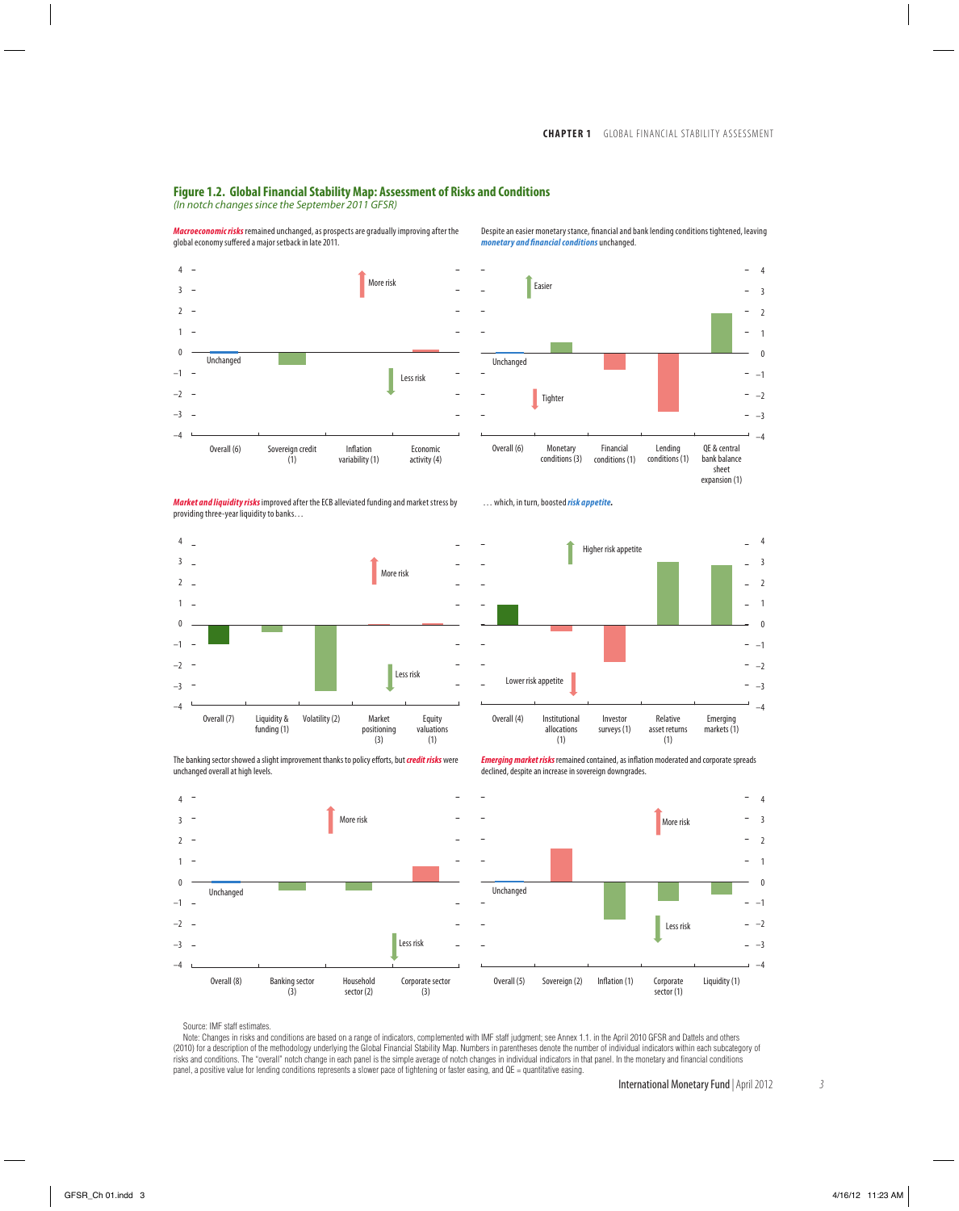## Figure 1.2. Global Financial Stability Map: Assessment of Risks and Conditions

*(In notch changes since the September 2011 GFSR)*

***Macroeconomic risks*** remained unchanged, as prospects are gradually improving after the global economy suffered a major setback in late 2011.

4
3
2
1
0
−1
−2
−3
−4

More risk
Less risk
Unchanged

Overall (6)
Sovereign credit (1)
Inflation variability (1)
Economic activity (4)

Despite an easier monetary stance, financial and bank lending conditions tightened, leaving ***monetary and financial conditions*** unchanged.

4
3
2
1
0
−1
−2
−3
−4

Easier
Tighter
Unchanged

Overall (6)
Monetary conditions (3)
Financial conditions (1)
Lending conditions (1)
QE & central bank balance sheet expansion (1)

***Market and liquidity risks*** improved after the ECB alleviated funding and market stress by providing three-year liquidity to banks. . .

4
3
2
1
0
−1
−2
−3
−4

More risk
Less risk

Overall (7)
Liquidity & funding (1)
Volatility (2)
Market positioning (3)
Equity valuations (1)

. . . which, in turn, boosted ***risk appetite***.

4
3
2
1
0
−1
−2
−3
−4

Higher risk appetite
Lower risk appetite

Overall (4)
Institutional allocations (1)
Investor surveys (1)
Relative asset returns (1)
Emerging markets (1)

The banking sector showed a slight improvement thanks to policy efforts, but ***credit risks*** were unchanged overall at high levels.

4
3
2
1
0
−1
−2
−3
−4

More risk
Less risk
Unchanged

Overall (8)
Banking sector (3)
Household sector (2)
Corporate sector (3)

***Emerging market risks*** remained contained, as inflation moderated and corporate spreads declined, despite an increase in sovereign downgrades.

4
3
2
1
0
−1
−2
−3
−4

More risk
Less risk
Unchanged

Overall (5)
Sovereign (2)
Inflation (1)
Corporate sector (1)
Liquidity (1)

Source: IMF staff estimates.

Note: Changes in risks and conditions are based on a range of indicators, complemented with IMF staff judgment; see Annex 1.1. in the April 2010 GFSR and Dattels and others (2010) for a description of the methodology underlying the Global Financial Stability Map. Numbers in parentheses denote the number of individual indicators within each subcategory of risks and conditions. The "overall" notch change in each panel is the simple average of notch changes in individual indicators in that panel. In the monetary and financial conditions panel, a positive value for lending conditions represents a slower pace of tightening or faster easing, and QE = quantitative easing.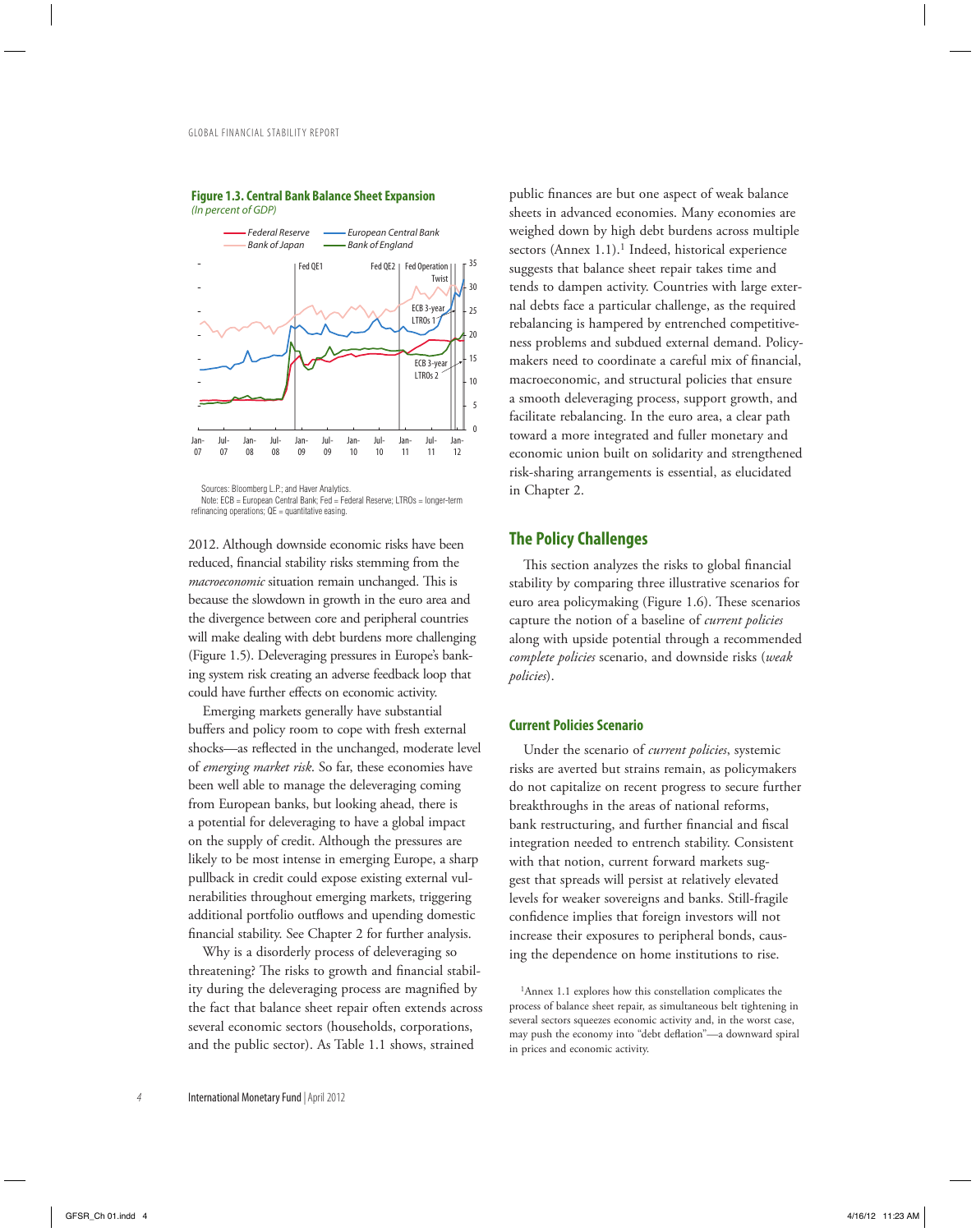**Figure 1.3. Central Bank Balance Sheet Expansion**
*(In percent of GDP)*

Federal Reserve
European Central Bank
Bank of Japan
Bank of England

Fed QE1
Fed QE2
Fed Operation Twist
ECB 3-year LTROs 1
ECB 3-year LTROs 2

35
30
25
20
15
10
5
0

Jan-07 Jul-07 Jan-08 Jul-08 Jan-09 Jul-09 Jan-10 Jul-10 Jan-11 Jul-11 Jan-12

Sources: Bloomberg L.P.; and Haver Analytics.
Note: ECB = European Central Bank; Fed = Federal Reserve; LTROs = longer-term refinancing operations; QE = quantitative easing.

2012. Although downside economic risks have been reduced, financial stability risks stemming from the *macroeconomic* situation remain unchanged. This is because the slowdown in growth in the euro area and the divergence between core and peripheral countries will make dealing with debt burdens more challenging (Figure 1.5). Deleveraging pressures in Europe's banking system risk creating an adverse feedback loop that could have further effects on economic activity.

Emerging markets generally have substantial buffers and policy room to cope with fresh external shocks—as reflected in the unchanged, moderate level of *emerging market risk*. So far, these economies have been well able to manage the deleveraging coming from European banks, but looking ahead, there is a potential for deleveraging to have a global impact on the supply of credit. Although the pressures are likely to be most intense in emerging Europe, a sharp pullback in credit could expose existing external vulnerabilities throughout emerging markets, triggering additional portfolio outflows and upending domestic financial stability. See Chapter 2 for further analysis.

Why is a disorderly process of deleveraging so threatening? The risks to growth and financial stability during the deleveraging process are magnified by the fact that balance sheet repair often extends across several economic sectors (households, corporations, and the public sector). As Table 1.1 shows, strained public finances are but one aspect of weak balance sheets in advanced economies. Many economies are weighed down by high debt burdens across multiple sectors (Annex 1.1).[1] Indeed, historical experience suggests that balance sheet repair takes time and tends to dampen activity. Countries with large external debts face a particular challenge, as the required rebalancing is hampered by entrenched competitiveness problems and subdued external demand. Policymakers need to coordinate a careful mix of financial, macroeconomic, and structural policies that ensure a smooth deleveraging process, support growth, and facilitate rebalancing. In the euro area, a clear path toward a more integrated and fuller monetary and economic union built on solidarity and strengthened risk-sharing arrangements is essential, as elucidated in Chapter 2.

## The Policy Challenges

This section analyzes the risks to global financial stability by comparing three illustrative scenarios for euro area policymaking (Figure 1.6). These scenarios capture the notion of a baseline of *current policies* along with upside potential through a recommended *complete policies* scenario, and downside risks (*weak policies*).

### Current Policies Scenario

Under the scenario of *current policies*, systemic risks are averted but strains remain, as policymakers do not capitalize on recent progress to secure further breakthroughs in the areas of national reforms, bank restructuring, and further financial and fiscal integration needed to entrench stability. Consistent with that notion, current forward markets suggest that spreads will persist at relatively elevated levels for weaker sovereigns and banks. Still-fragile confidence implies that foreign investors will not increase their exposures to peripheral bonds, causing the dependence on home institutions to rise.

[1] Annex 1.1 explores how this constellation complicates the process of balance sheet repair, as simultaneous belt tightening in several sectors squeezes economic activity and, in the worst case, may push the economy into "debt deflation"—a downward spiral in prices and economic activity.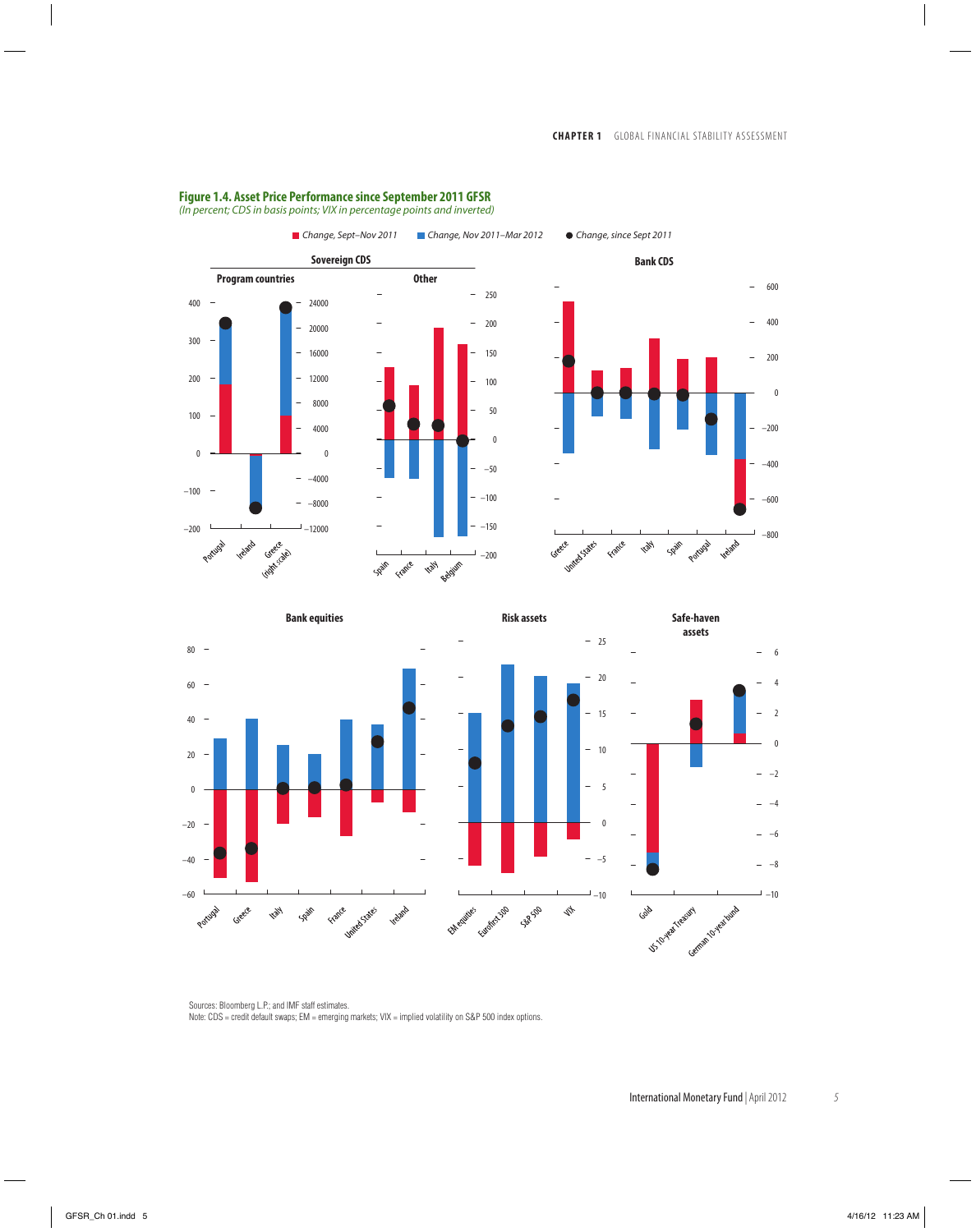## Figure 1.4. Asset Price Performance since September 2011 GFSR

*(In percent; CDS in basis points; VIX in percentage points and inverted)*

Change, Sept–Nov 2011
Change, Nov 2011–Mar 2012
Change, since Sept 2011

Sovereign CDS

Program countries

400
300
200
100
0
−100
−200

24000
20000
16000
12000
8000
4000
0
−4000
−8000
−12000

Portugal
Ireland
Greece (right scale)

Other

250
200
150
100
50
0
−50
−100
−150
−200

Spain
France
Italy
Belgium

Bank CDS

600
400
200
0
−200
−400
−600
−800

Greece
United States
France
Italy
Spain
Portugal
Ireland

Bank equities

80
60
40
20
0
−20
−40
−60

Portugal
Greece
Italy
Spain
France
United States
Ireland

Risk assets

25
20
15
10
5
0
−5
−10

EM equities
Eurofirst 300
S&P 500
VIX

Safe-haven assets

6
4
2
0
−2
−4
−6
−8
−10

Gold
US 10-year Treasury
German 10-year bund

Sources: Bloomberg L.P.; and IMF staff estimates.
Note: CDS = credit default swaps; EM = emerging markets; VIX = implied volatility on S&P 500 index options.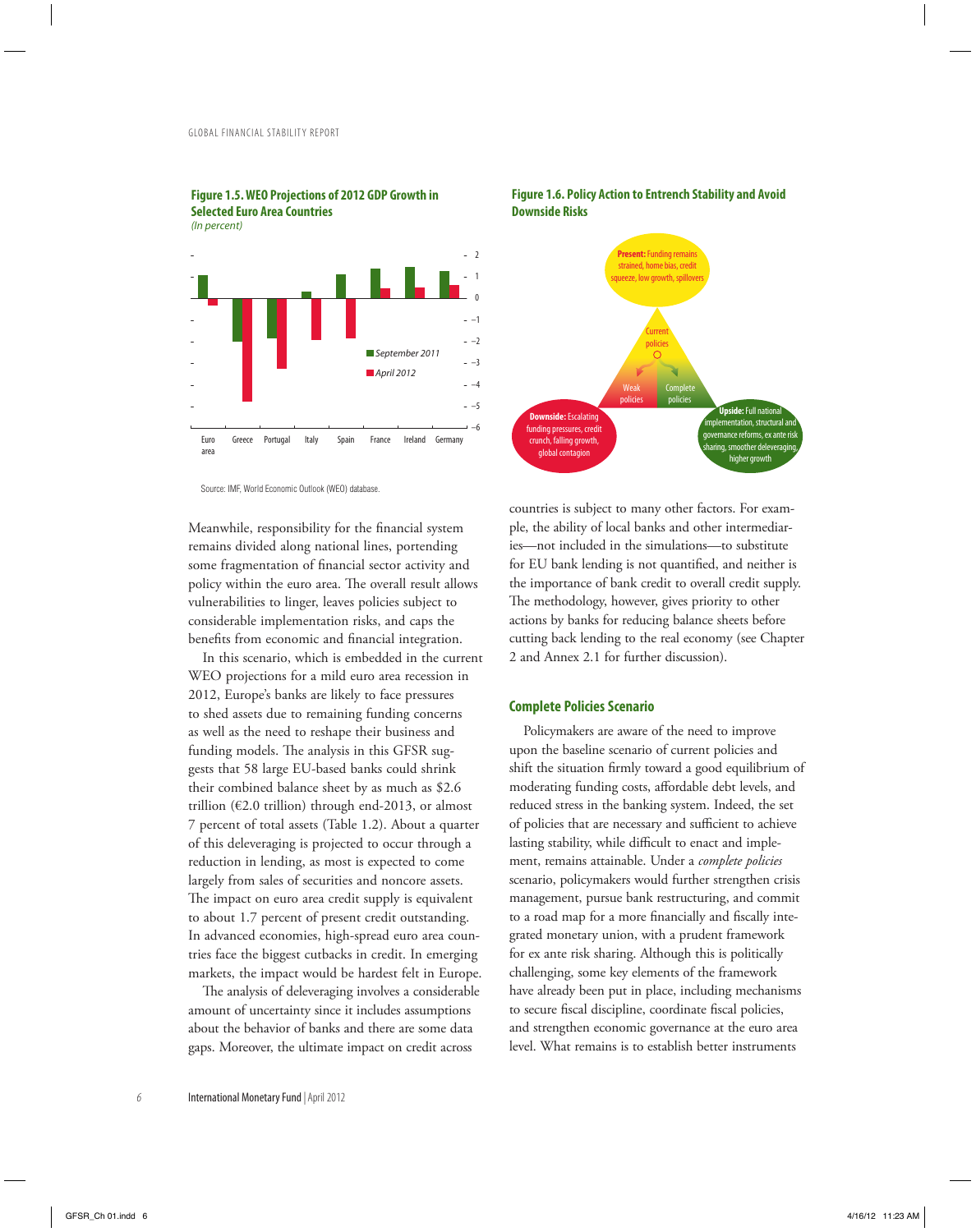**Figure 1.5. WEO Projections of 2012 GDP Growth in Selected Euro Area Countries**
*(In percent)*

2
1
0
–1
–2
–3
–4
–5
–6

September 2011
April 2012

Euro area
Greece
Portugal
Italy
Spain
France
Ireland
Germany

Source: IMF, World Economic Outlook (WEO) database.

**Figure 1.6. Policy Action to Entrench Stability and Avoid Downside Risks**

**Present:** Funding remains strained, home bias, credit squeeze, low growth, spillovers

Current policies

Weak policies

Complete policies

**Downside:** Escalating funding pressures, credit crunch, falling growth, global contagion

**Upside:** Full national implementation, structural and governance reforms, ex ante risk sharing, smoother deleveraging, higher growth

Meanwhile, responsibility for the financial system remains divided along national lines, portending some fragmentation of financial sector activity and policy within the euro area. The overall result allows vulnerabilities to linger, leaves policies subject to considerable implementation risks, and caps the benefits from economic and financial integration.

In this scenario, which is embedded in the current WEO projections for a mild euro area recession in 2012, Europe's banks are likely to face pressures to shed assets due to remaining funding concerns as well as the need to reshape their business and funding models. The analysis in this GFSR suggests that 58 large EU-based banks could shrink their combined balance sheet by as much as $2.6 trillion (€2.0 trillion) through end-2013, or almost 7 percent of total assets (Table 1.2). About a quarter of this deleveraging is projected to occur through a reduction in lending, as most is expected to come largely from sales of securities and noncore assets. The impact on euro area credit supply is equivalent to about 1.7 percent of present credit outstanding. In advanced economies, high-spread euro area countries face the biggest cutbacks in credit. In emerging markets, the impact would be hardest felt in Europe.

The analysis of deleveraging involves a considerable amount of uncertainty since it includes assumptions about the behavior of banks and there are some data gaps. Moreover, the ultimate impact on credit across countries is subject to many other factors. For example, the ability of local banks and other intermediaries—not included in the simulations—to substitute for EU bank lending is not quantified, and neither is the importance of bank credit to overall credit supply. The methodology, however, gives priority to other actions by banks for reducing balance sheets before cutting back lending to the real economy (see Chapter 2 and Annex 2.1 for further discussion).

## Complete Policies Scenario

Policymakers are aware of the need to improve upon the baseline scenario of current policies and shift the situation firmly toward a good equilibrium of moderating funding costs, affordable debt levels, and reduced stress in the banking system. Indeed, the set of policies that are necessary and sufficient to achieve lasting stability, while difficult to enact and implement, remains attainable. Under a *complete policies* scenario, policymakers would further strengthen crisis management, pursue bank restructuring, and commit to a road map for a more financially and fiscally integrated monetary union, with a prudent framework for ex ante risk sharing. Although this is politically challenging, some key elements of the framework have already been put in place, including mechanisms to secure fiscal discipline, coordinate fiscal policies, and strengthen economic governance at the euro area level. What remains is to establish better instruments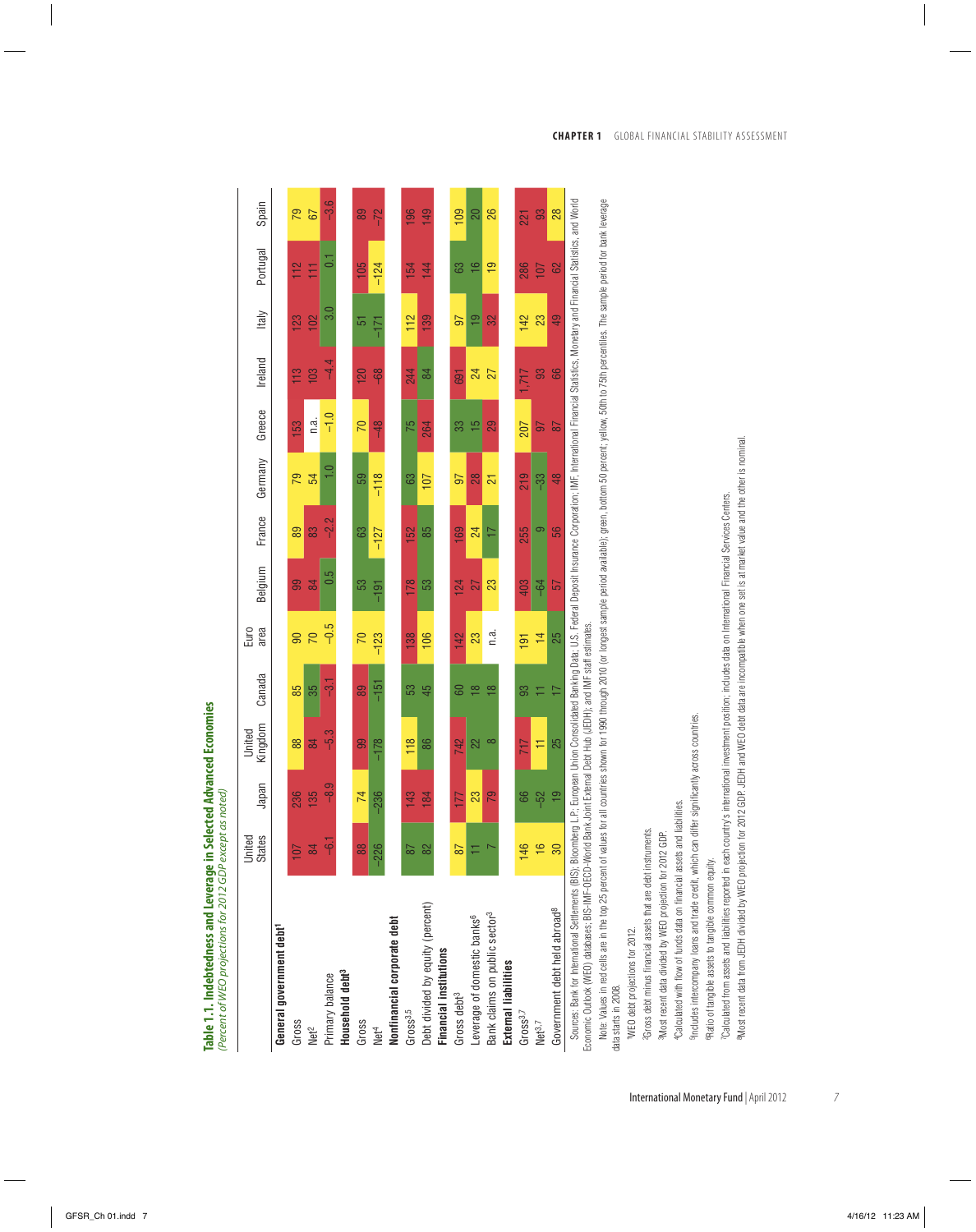**Table 1.1. Indebtedness and Leverage in Selected Advanced Economies**

*(Percent of WEO projections for 2012 GDP except as noted)*

| | United States | Japan | United Kingdom | Canada | Euro area | Belgium | France | Germany | Greece | Ireland | Italy | Portugal | Spain |
|---|---|---|---|---|---|---|---|---|---|---|---|---|---|
| **General government debt[1]** | | | | | | | | | | | | | |
| Gross | 107 | 236 | 88 | 85 | 90 | 99 | 89 | 79 | 153 | 113 | 123 | 112 | 79 |
| Net[2] | 84 | 135 | 84 | 35 | 70 | 84 | 83 | 54 | n.a. | 103 | 102 | 111 | 67 |
| Primary balance | –6.1 | –8.9 | –5.3 | –3.1 | –0.5 | 0.5 | –2.2 | 1.0 | –1.0 | –4.4 | 3.0 | 0.1 | –3.6 |
| **Household debt[3]** | | | | | | | | | | | | | |
| Gross | 88 | 74 | 99 | 89 | 70 | 53 | 63 | 59 | 70 | 120 | 51 | 105 | 89 |
| Net[4] | –226 | –236 | –178 | –151 | –123 | –191 | –127 | –118 | –48 | –68 | –171 | –124 | –72 |
| **Nonfinancial corporate debt** | | | | | | | | | | | | | |
| Gross[3,5] | 87 | 143 | 118 | 53 | 138 | 178 | 152 | 63 | 75 | 244 | 112 | 154 | 196 |
| Debt divided by equity (percent) | 82 | 184 | 86 | 45 | 106 | 53 | 85 | 107 | 264 | 84 | 139 | 144 | 149 |
| **Financial institutions** | | | | | | | | | | | | | |
| Gross debt[3] | 87 | 177 | 742 | 60 | 142 | 124 | 169 | 97 | 33 | 691 | 97 | 63 | 109 |
| Leverage of domestic banks[6] | 11 | 23 | 22 | 18 | 23 | 27 | 24 | 28 | 15 | 24 | 19 | 16 | 20 |
| Bank claims on public sector[3] | 7 | 79 | 8 | 18 | n.a. | 23 | 17 | 21 | 29 | 27 | 32 | 19 | 26 |
| **External liabilities** | | | | | | | | | | | | | |
| Gross[3,7] | 146 | 66 | 717 | 93 | 191 | 403 | 255 | 219 | 207 | 1,717 | 142 | 286 | 221 |
| Net[3,7] | 16 | –52 | 11 | 11 | 14 | –64 | 9 | –33 | 97 | 93 | 23 | 107 | 93 |
| Government debt held abroad[8] | 30 | 19 | 25 | 17 | 25 | 57 | 56 | 48 | 87 | 66 | 49 | 62 | 28 |

Sources: Bank for International Settlements (BIS); Bloomberg L.P.; European Union Consolidated Banking Data; U.S. Federal Deposit Insurance Corporation; IMF, International Financial Statistics, Monetary and Financial Statistics, and World Economic Outlook (WEO) databases; BIS-IMF-OECD-World Bank Joint External Debt Hub (JEDH); and IMF staff estimates.

Note: Values in red cells are in the top 25 percent of values for all countries shown for 1990 through 2010 (or longest sample period available); green, bottom 50 percent; yellow, 50th to 75th percentiles. The sample period for bank leverage data starts in 2008.

[1]WEO debt projections for 2012.

[2]Gross debt minus financial assets that are debt instruments.

[3]Most recent data divided by WEO projection for 2012 GDP.

[4]Calculated with flow of funds data on financial assets and liabilities.

[5]Includes intercompany loans and trade credit, which can differ significantly across countries.

[6]Ratio of tangible assets to tangible common equity.

[7]Calculated from assets and liabilities reported in each country's international investment position; includes data on International Financial Services Centers.

[8]Most recent data from JEDH divided by WEO projection for 2012 GDP. JEDH and WEO debt data are incompatible when one set is at market value and the other is nominal.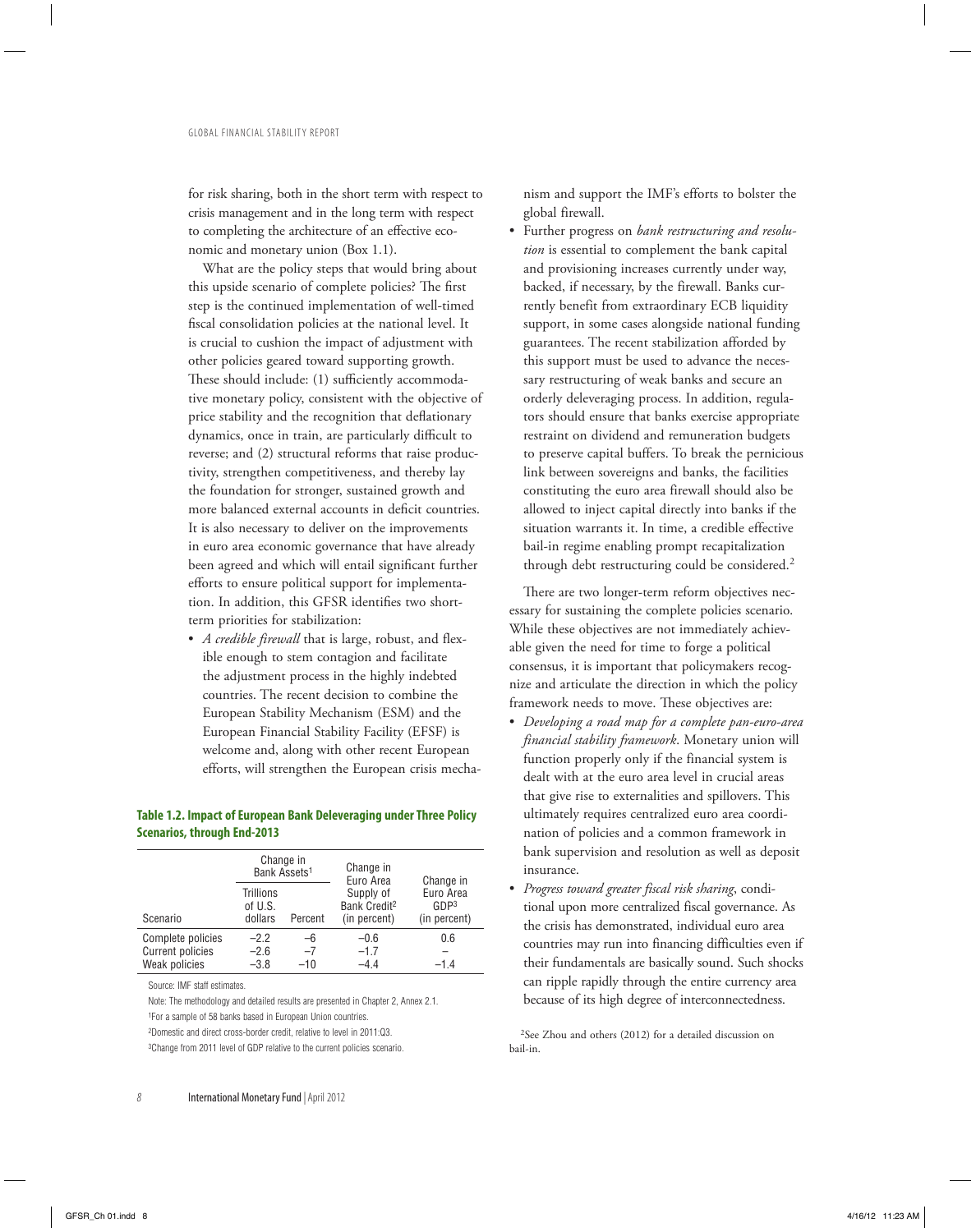for risk sharing, both in the short term with respect to crisis management and in the long term with respect to completing the architecture of an effective economic and monetary union (Box 1.1).

What are the policy steps that would bring about this upside scenario of complete policies? The first step is the continued implementation of well-timed fiscal consolidation policies at the national level. It is crucial to cushion the impact of adjustment with other policies geared toward supporting growth. These should include: (1) sufficiently accommodative monetary policy, consistent with the objective of price stability and the recognition that deflationary dynamics, once in train, are particularly difficult to reverse; and (2) structural reforms that raise productivity, strengthen competitiveness, and thereby lay the foundation for stronger, sustained growth and more balanced external accounts in deficit countries. It is also necessary to deliver on the improvements in euro area economic governance that have already been agreed and which will entail significant further efforts to ensure political support for implementation. In addition, this GFSR identifies two short-term priorities for stabilization:

- *A credible firewall* that is large, robust, and flexible enough to stem contagion and facilitate the adjustment process in the highly indebted countries. The recent decision to combine the European Stability Mechanism (ESM) and the European Financial Stability Facility (EFSF) is welcome and, along with other recent European efforts, will strengthen the European crisis mechanism and support the IMF's efforts to bolster the global firewall.
- Further progress on *bank restructuring and resolution* is essential to complement the bank capital and provisioning increases currently under way, backed, if necessary, by the firewall. Banks currently benefit from extraordinary ECB liquidity support, in some cases alongside national funding guarantees. The recent stabilization afforded by this support must be used to advance the necessary restructuring of weak banks and secure an orderly deleveraging process. In addition, regulators should ensure that banks exercise appropriate restraint on dividend and remuneration budgets to preserve capital buffers. To break the pernicious link between sovereigns and banks, the facilities constituting the euro area firewall should also be allowed to inject capital directly into banks if the situation warrants it. In time, a credible effective bail-in regime enabling prompt recapitalization through debt restructuring could be considered.[2]

**Table 1.2. Impact of European Bank Deleveraging under Three Policy Scenarios, through End-2013**

| Scenario | Change in Bank Assets[1] | | Change in Euro Area Supply of Bank Credit[2] (in percent) | Change in Euro Area GDP[3] (in percent) |
|---|---|---|---|---|
| | Trillions of U.S. dollars | Percent | | |
| Complete policies | –2.2 | –6 | –0.6 | 0.6 |
| Current policies | –2.6 | –7 | –1.7 | – |
| Weak policies | –3.8 | –10 | –4.4 | –1.4 |

Source: IMF staff estimates.

Note: The methodology and detailed results are presented in Chapter 2, Annex 2.1.

[1]For a sample of 58 banks based in European Union countries.

[2]Domestic and direct cross-border credit, relative to level in 2011:Q3.

[3]Change from 2011 level of GDP relative to the current policies scenario.

There are two longer-term reform objectives necessary for sustaining the complete policies scenario. While these objectives are not immediately achievable given the need for time to forge a political consensus, it is important that policymakers recognize and articulate the direction in which the policy framework needs to move. These objectives are:

- *Developing a road map for a complete pan-euro-area financial stability framework*. Monetary union will function properly only if the financial system is dealt with at the euro area level in crucial areas that give rise to externalities and spillovers. This ultimately requires centralized euro area coordination of policies and a common framework in bank supervision and resolution as well as deposit insurance.
- *Progress toward greater fiscal risk sharing*, conditional upon more centralized fiscal governance. As the crisis has demonstrated, individual euro area countries may run into financing difficulties even if their fundamentals are basically sound. Such shocks can ripple rapidly through the entire currency area because of its high degree of interconnectedness.

[2]See Zhou and others (2012) for a detailed discussion on bail-in.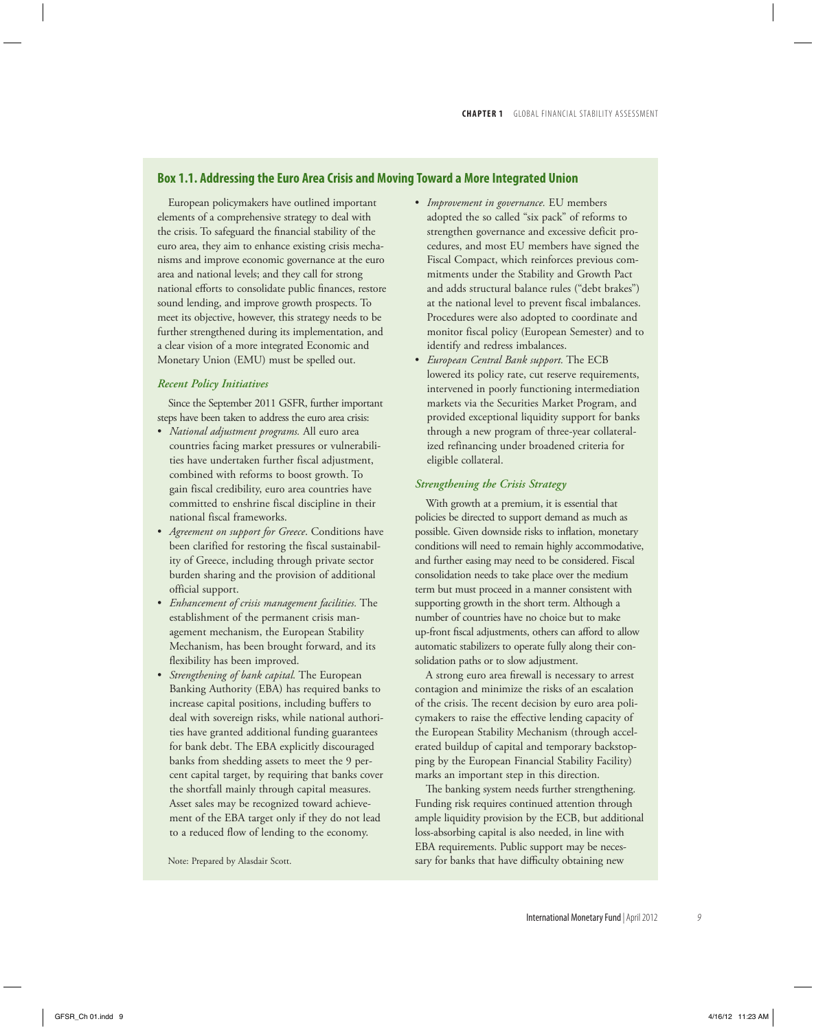## Box 1.1. Addressing the Euro Area Crisis and Moving Toward a More Integrated Union

European policymakers have outlined important elements of a comprehensive strategy to deal with the crisis. To safeguard the financial stability of the euro area, they aim to enhance existing crisis mechanisms and improve economic governance at the euro area and national levels; and they call for strong national efforts to consolidate public finances, restore sound lending, and improve growth prospects. To meet its objective, however, this strategy needs to be further strengthened during its implementation, and a clear vision of a more integrated Economic and Monetary Union (EMU) must be spelled out.

### *Recent Policy Initiatives*

Since the September 2011 GSFR, further important steps have been taken to address the euro area crisis:

- *National adjustment programs.* All euro area countries facing market pressures or vulnerabilities have undertaken further fiscal adjustment, combined with reforms to boost growth. To gain fiscal credibility, euro area countries have committed to enshrine fiscal discipline in their national fiscal frameworks.
- *Agreement on support for Greece*. Conditions have been clarified for restoring the fiscal sustainability of Greece, including through private sector burden sharing and the provision of additional official support.
- *Enhancement of crisis management facilities.* The establishment of the permanent crisis management mechanism, the European Stability Mechanism, has been brought forward, and its flexibility has been improved.
- *Strengthening of bank capital.* The European Banking Authority (EBA) has required banks to increase capital positions, including buffers to deal with sovereign risks, while national authorities have granted additional funding guarantees for bank debt. The EBA explicitly discouraged banks from shedding assets to meet the 9 percent capital target, by requiring that banks cover the shortfall mainly through capital measures. Asset sales may be recognized toward achievement of the EBA target only if they do not lead to a reduced flow of lending to the economy.
- *Improvement in governance.* EU members adopted the so called "six pack" of reforms to strengthen governance and excessive deficit procedures, and most EU members have signed the Fiscal Compact, which reinforces previous commitments under the Stability and Growth Pact and adds structural balance rules ("debt brakes") at the national level to prevent fiscal imbalances. Procedures were also adopted to coordinate and monitor fiscal policy (European Semester) and to identify and redress imbalances.
- *European Central Bank support.* The ECB lowered its policy rate, cut reserve requirements, intervened in poorly functioning intermediation markets via the Securities Market Program, and provided exceptional liquidity support for banks through a new program of three-year collateralized refinancing under broadened criteria for eligible collateral.

### *Strengthening the Crisis Strategy*

With growth at a premium, it is essential that policies be directed to support demand as much as possible. Given downside risks to inflation, monetary conditions will need to remain highly accommodative, and further easing may need to be considered. Fiscal consolidation needs to take place over the medium term but must proceed in a manner consistent with supporting growth in the short term. Although a number of countries have no choice but to make up-front fiscal adjustments, others can afford to allow automatic stabilizers to operate fully along their consolidation paths or to slow adjustment.

A strong euro area firewall is necessary to arrest contagion and minimize the risks of an escalation of the crisis. The recent decision by euro area policymakers to raise the effective lending capacity of the European Stability Mechanism (through accelerated buildup of capital and temporary backstopping by the European Financial Stability Facility) marks an important step in this direction.

The banking system needs further strengthening. Funding risk requires continued attention through ample liquidity provision by the ECB, but additional loss-absorbing capital is also needed, in line with EBA requirements. Public support may be necessary for banks that have difficulty obtaining new

Note: Prepared by Alasdair Scott.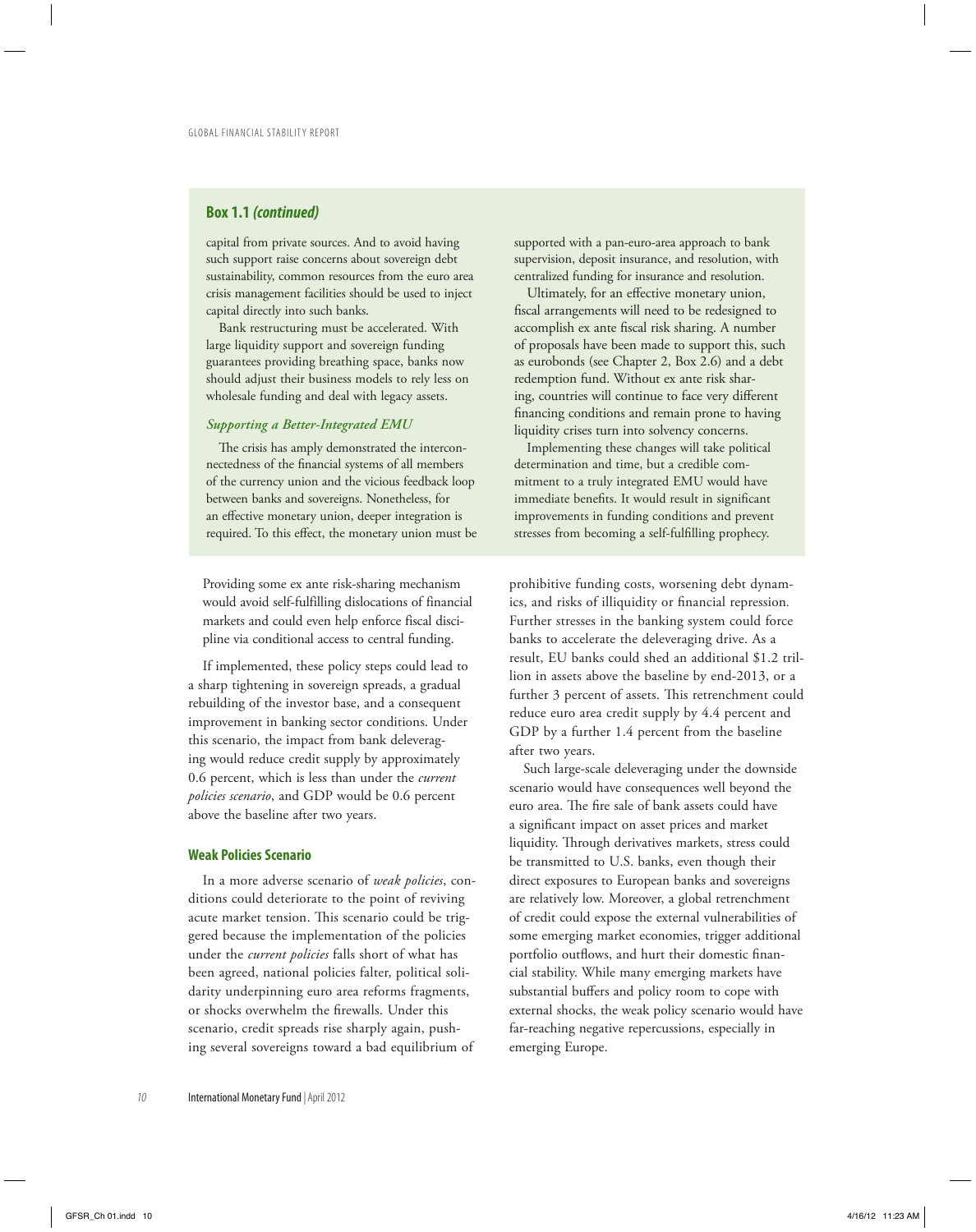## Box 1.1 *(continued)*

capital from private sources. And to avoid having such support raise concerns about sovereign debt sustainability, common resources from the euro area crisis management facilities should be used to inject capital directly into such banks.

Bank restructuring must be accelerated. With large liquidity support and sovereign funding guarantees providing breathing space, banks now should adjust their business models to rely less on wholesale funding and deal with legacy assets.

### *Supporting a Better-Integrated EMU*

The crisis has amply demonstrated the interconnectedness of the financial systems of all members of the currency union and the vicious feedback loop between banks and sovereigns. Nonetheless, for an effective monetary union, deeper integration is required. To this effect, the monetary union must be supported with a pan-euro-area approach to bank supervision, deposit insurance, and resolution, with centralized funding for insurance and resolution.

Ultimately, for an effective monetary union, fiscal arrangements will need to be redesigned to accomplish ex ante fiscal risk sharing. A number of proposals have been made to support this, such as eurobonds (see Chapter 2, Box 2.6) and a debt redemption fund. Without ex ante risk sharing, countries will continue to face very different financing conditions and remain prone to having liquidity crises turn into solvency concerns.

Implementing these changes will take political determination and time, but a credible commitment to a truly integrated EMU would have immediate benefits. It would result in significant improvements in funding conditions and prevent stresses from becoming a self-fulfilling prophecy.

---

Providing some ex ante risk-sharing mechanism would avoid self-fulfilling dislocations of financial markets and could even help enforce fiscal discipline via conditional access to central funding.

If implemented, these policy steps could lead to a sharp tightening in sovereign spreads, a gradual rebuilding of the investor base, and a consequent improvement in banking sector conditions. Under this scenario, the impact from bank deleveraging would reduce credit supply by approximately 0.6 percent, which is less than under the *current policies scenario*, and GDP would be 0.6 percent above the baseline after two years.

### Weak Policies Scenario

In a more adverse scenario of *weak policies*, conditions could deteriorate to the point of reviving acute market tension. This scenario could be triggered because the implementation of the policies under the *current policies* falls short of what has been agreed, national policies falter, political solidarity underpinning euro area reforms fragments, or shocks overwhelm the firewalls. Under this scenario, credit spreads rise sharply again, pushing several sovereigns toward a bad equilibrium of prohibitive funding costs, worsening debt dynamics, and risks of illiquidity or financial repression. Further stresses in the banking system could force banks to accelerate the deleveraging drive. As a result, EU banks could shed an additional $1.2 trillion in assets above the baseline by end-2013, or a further 3 percent of assets. This retrenchment could reduce euro area credit supply by 4.4 percent and GDP by a further 1.4 percent from the baseline after two years.

Such large-scale deleveraging under the downside scenario would have consequences well beyond the euro area. The fire sale of bank assets could have a significant impact on asset prices and market liquidity. Through derivatives markets, stress could be transmitted to U.S. banks, even though their direct exposures to European banks and sovereigns are relatively low. Moreover, a global retrenchment of credit could expose the external vulnerabilities of some emerging market economies, trigger additional portfolio outflows, and hurt their domestic financial stability. While many emerging markets have substantial buffers and policy room to cope with external shocks, the weak policy scenario would have far-reaching negative repercussions, especially in emerging Europe.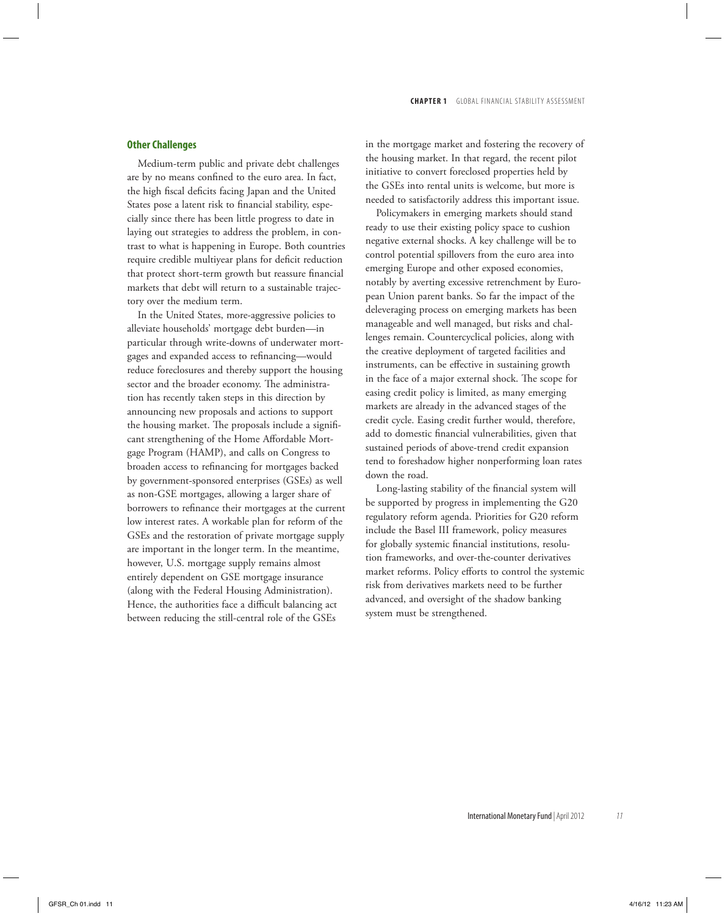### Other Challenges

Medium-term public and private debt challenges are by no means confined to the euro area. In fact, the high fiscal deficits facing Japan and the United States pose a latent risk to financial stability, especially since there has been little progress to date in laying out strategies to address the problem, in contrast to what is happening in Europe. Both countries require credible multiyear plans for deficit reduction that protect short-term growth but reassure financial markets that debt will return to a sustainable trajectory over the medium term.

In the United States, more-aggressive policies to alleviate households' mortgage debt burden—in particular through write-downs of underwater mortgages and expanded access to refinancing—would reduce foreclosures and thereby support the housing sector and the broader economy. The administration has recently taken steps in this direction by announcing new proposals and actions to support the housing market. The proposals include a significant strengthening of the Home Affordable Mortgage Program (HAMP), and calls on Congress to broaden access to refinancing for mortgages backed by government-sponsored enterprises (GSEs) as well as non-GSE mortgages, allowing a larger share of borrowers to refinance their mortgages at the current low interest rates. A workable plan for reform of the GSEs and the restoration of private mortgage supply are important in the longer term. In the meantime, however, U.S. mortgage supply remains almost entirely dependent on GSE mortgage insurance (along with the Federal Housing Administration). Hence, the authorities face a difficult balancing act between reducing the still-central role of the GSEs in the mortgage market and fostering the recovery of the housing market. In that regard, the recent pilot initiative to convert foreclosed properties held by the GSEs into rental units is welcome, but more is needed to satisfactorily address this important issue.

Policymakers in emerging markets should stand ready to use their existing policy space to cushion negative external shocks. A key challenge will be to control potential spillovers from the euro area into emerging Europe and other exposed economies, notably by averting excessive retrenchment by European Union parent banks. So far the impact of the deleveraging process on emerging markets has been manageable and well managed, but risks and challenges remain. Countercyclical policies, along with the creative deployment of targeted facilities and instruments, can be effective in sustaining growth in the face of a major external shock. The scope for easing credit policy is limited, as many emerging markets are already in the advanced stages of the credit cycle. Easing credit further would, therefore, add to domestic financial vulnerabilities, given that sustained periods of above-trend credit expansion tend to foreshadow higher nonperforming loan rates down the road.

Long-lasting stability of the financial system will be supported by progress in implementing the G20 regulatory reform agenda. Priorities for G20 reform include the Basel III framework, policy measures for globally systemic financial institutions, resolution frameworks, and over-the-counter derivatives market reforms. Policy efforts to control the systemic risk from derivatives markets need to be further advanced, and oversight of the shadow banking system must be strengthened.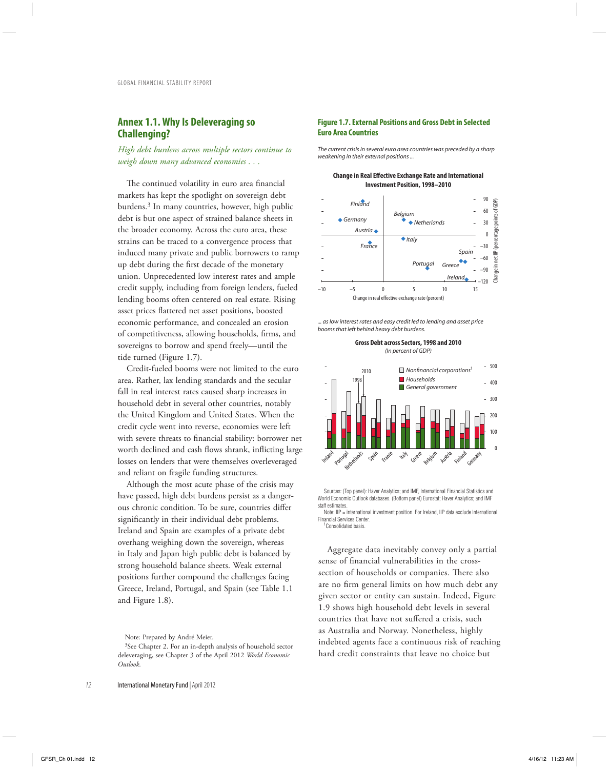## Annex 1.1. Why Is Deleveraging so Challenging?

*High debt burdens across multiple sectors continue to weigh down many advanced economies . . .*

The continued volatility in euro area financial markets has kept the spotlight on sovereign debt burdens.[3] In many countries, however, high public debt is but one aspect of strained balance sheets in the broader economy. Across the euro area, these strains can be traced to a convergence process that induced many private and public borrowers to ramp up debt during the first decade of the monetary union. Unprecedented low interest rates and ample credit supply, including from foreign lenders, fueled lending booms often centered on real estate. Rising asset prices flattered net asset positions, boosted economic performance, and concealed an erosion of competitiveness, allowing households, firms, and sovereigns to borrow and spend freely—until the tide turned (Figure 1.7).

Credit-fueled booms were not limited to the euro area. Rather, lax lending standards and the secular fall in real interest rates caused sharp increases in household debt in several other countries, notably the United Kingdom and United States. When the credit cycle went into reverse, economies were left with severe threats to financial stability: borrower net worth declined and cash flows shrank, inflicting large losses on lenders that were themselves overleveraged and reliant on fragile funding structures.

Although the most acute phase of the crisis may have passed, high debt burdens persist as a dangerous chronic condition. To be sure, countries differ significantly in their individual debt problems. Ireland and Spain are examples of a private debt overhang weighing down the sovereign, whereas in Italy and Japan high public debt is balanced by strong household balance sheets. Weak external positions further compound the challenges facing Greece, Ireland, Portugal, and Spain (see Table 1.1 and Figure 1.8).

Note: Prepared by André Meier.

[3]See Chapter 2. For an in-depth analysis of household sector deleveraging, see Chapter 3 of the April 2012 *World Economic Outlook*.

### Figure 1.7. External Positions and Gross Debt in Selected Euro Area Countries

*The current crisis in several euro area countries was preceded by a sharp weakening in their external positions ...*

**Change in Real Effective Exchange Rate and International Investment Position, 1998–2010**

Finland
Germany
Austria
France
Belgium
Netherlands
Italy
Spain
Portugal
Greece
Ireland

90
60
30
0
–30
–60
–90
–120

Change in net IIP (percentage points of GDP)

–10
–5
0
5
10
15

Change in real effective exchange rate (percent)

*... as low interest rates and easy credit led to lending and asset price booms that left behind heavy debt burdens.*

**Gross Debt across Sectors, 1998 and 2010**
*(In percent of GDP)*

2010
1998

Nonfinancial corporations[1]
Households
General government

500
400
300
200
100
0

Ireland
Portugal
Netherlands
Spain
France
Italy
Greece
Belgium
Austria
Finland
Germany

Sources: (Top panel): Haver Analytics; and IMF, International Financial Statistics and World Economic Outlook databases. (Bottom panel) Eurostat; Haver Analytics; and IMF staff estimates.

Note: IIP = international investment position. For Ireland, IIP data exclude International Financial Services Center.

[1]Consolidated basis.

Aggregate data inevitably convey only a partial sense of financial vulnerabilities in the cross-section of households or companies. There also are no firm general limits on how much debt any given sector or entity can sustain. Indeed, Figure 1.9 shows high household debt levels in several countries that have not suffered a crisis, such as Australia and Norway. Nonetheless, highly indebted agents face a continuous risk of reaching hard credit constraints that leave no choice but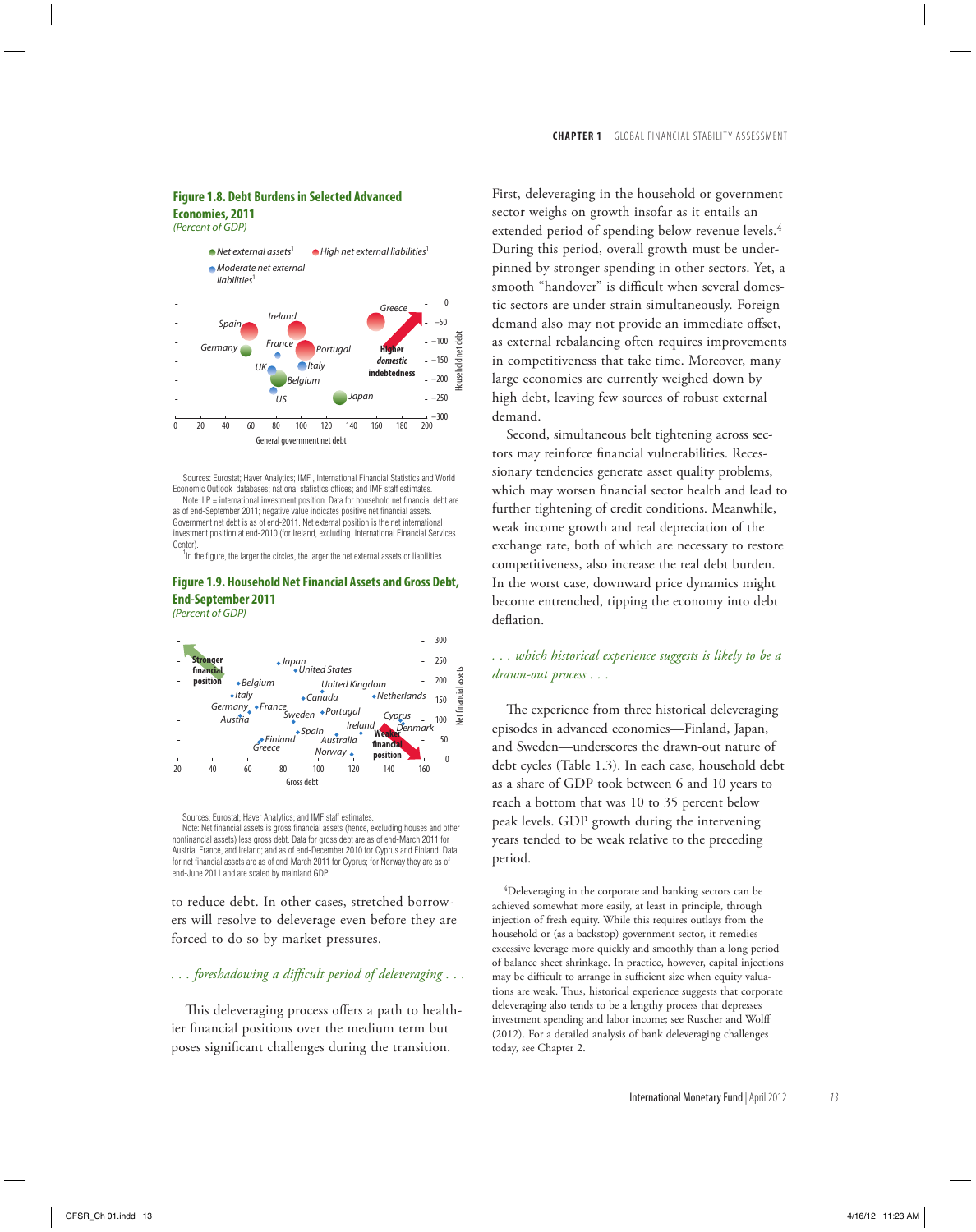**Figure 1.8. Debt Burdens in Selected Advanced Economies, 2011**
*(Percent of GDP)*

Net external assets[1]
High net external liabilities[1]
Moderate net external liabilities[1]

Spain
Ireland
Greece
Germany
France
Portugal
UK
Italy
Belgium
US
Japan
Higher domestic indebtedness

0
–50
–100
–150
–200
–250
–300
Household net debt

0 20 40 60 80 100 120 140 160 180 200
General government net debt

Sources: Eurostat; Haver Analytics; IMF , International Financial Statistics and World Economic Outlook databases; national statistics offices; and IMF staff estimates.
Note: IIP = international investment position. Data for household net financial debt are as of end-September 2011; negative value indicates positive net financial assets. Government net debt is as of end-2011. Net external position is the net international investment position at end-2010 (for Ireland, excluding International Financial Services Center).
[1]In the figure, the larger the circles, the larger the net external assets or liabilities.

**Figure 1.9. Household Net Financial Assets and Gross Debt, End-September 2011**
*(Percent of GDP)*

Stronger financial position
Japan
United States
Belgium
United Kingdom
Italy
Canada
Netherlands
Germany
France
Sweden
Portugal
Austria
Cyprus
Ireland
Denmark
Spain
Finland
Australia
Greece
Norway
Weaker financial position

300
250
200
150
100
50
0
Net financial assets

20 40 60 80 100 120 140 160
Gross debt

Sources: Eurostat; Haver Analytics; and IMF staff estimates.
Note: Net financial assets is gross financial assets (hence, excluding houses and other nonfinancial assets) less gross debt. Data for gross debt are as of end-March 2011 for Austria, France, and Ireland; and as of end-December 2010 for Cyprus and Finland. Data for net financial assets are as of end-March 2011 for Cyprus; for Norway they are as of end-June 2011 and are scaled by mainland GDP.

to reduce debt. In other cases, stretched borrowers will resolve to deleverage even before they are forced to do so by market pressures.

*. . . foreshadowing a difficult period of deleveraging . . .*

This deleveraging process offers a path to healthier financial positions over the medium term but poses significant challenges during the transition. First, deleveraging in the household or government sector weighs on growth insofar as it entails an extended period of spending below revenue levels.[4] During this period, overall growth must be underpinned by stronger spending in other sectors. Yet, a smooth "handover" is difficult when several domestic sectors are under strain simultaneously. Foreign demand also may not provide an immediate offset, as external rebalancing often requires improvements in competitiveness that take time. Moreover, many large economies are currently weighed down by high debt, leaving few sources of robust external demand.

Second, simultaneous belt tightening across sectors may reinforce financial vulnerabilities. Recessionary tendencies generate asset quality problems, which may worsen financial sector health and lead to further tightening of credit conditions. Meanwhile, weak income growth and real depreciation of the exchange rate, both of which are necessary to restore competitiveness, also increase the real debt burden. In the worst case, downward price dynamics might become entrenched, tipping the economy into debt deflation.

*. . . which historical experience suggests is likely to be a drawn-out process . . .*

The experience from three historical deleveraging episodes in advanced economies—Finland, Japan, and Sweden—underscores the drawn-out nature of debt cycles (Table 1.3). In each case, household debt as a share of GDP took between 6 and 10 years to reach a bottom that was 10 to 35 percent below peak levels. GDP growth during the intervening years tended to be weak relative to the preceding period.

[4]Deleveraging in the corporate and banking sectors can be achieved somewhat more easily, at least in principle, through injection of fresh equity. While this requires outlays from the household or (as a backstop) government sector, it remedies excessive leverage more quickly and smoothly than a long period of balance sheet shrinkage. In practice, however, capital injections may be difficult to arrange in sufficient size when equity valuations are weak. Thus, historical experience suggests that corporate deleveraging also tends to be a lengthy process that depresses investment spending and labor income; see Ruscher and Wolff (2012). For a detailed analysis of bank deleveraging challenges today, see Chapter 2.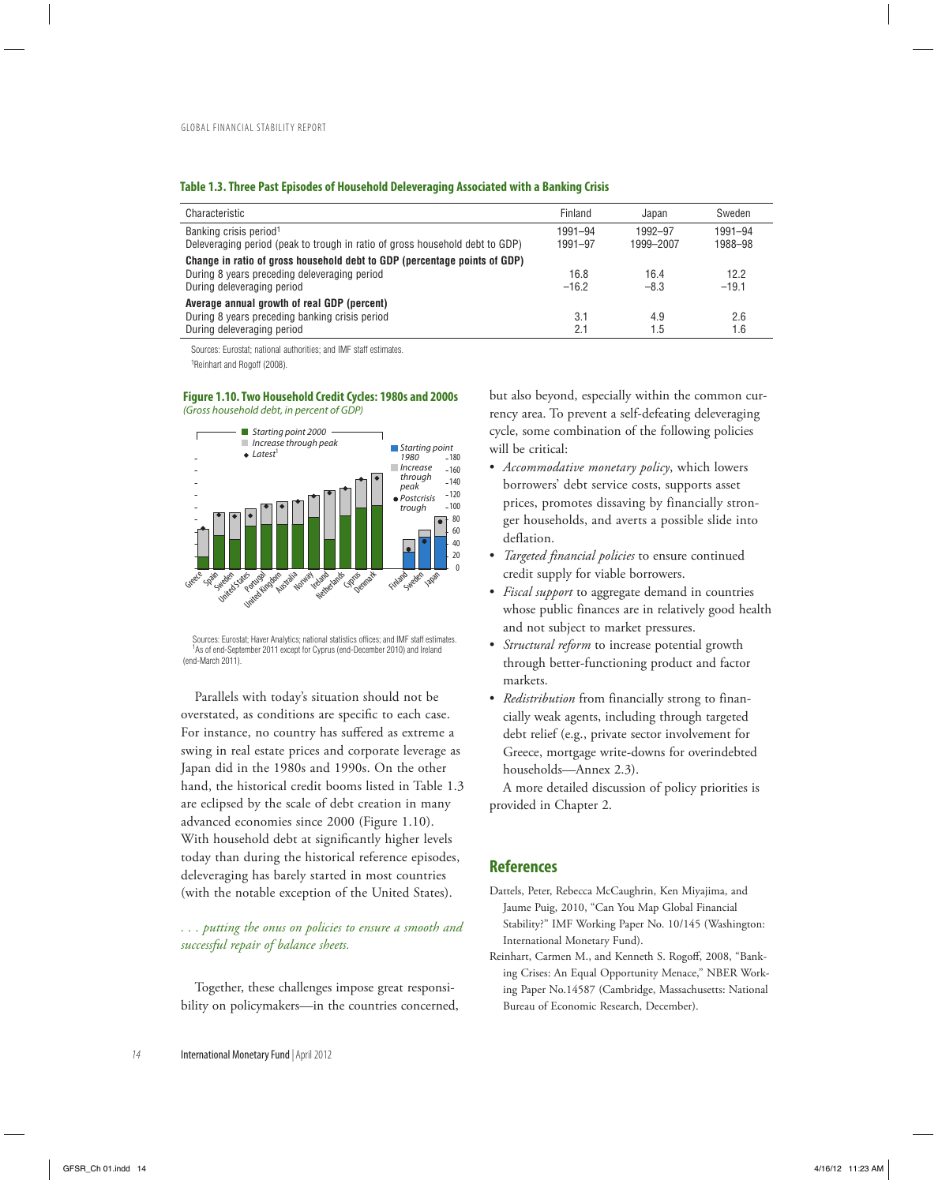**Table 1.3. Three Past Episodes of Household Deleveraging Associated with a Banking Crisis**

| Characteristic | Finland | Japan | Sweden |
|---|---|---|---|
| Banking crisis period[1] | 1991–94 | 1992–97 | 1991–94 |
| Deleveraging period (peak to trough in ratio of gross household debt to GDP) | 1991–97 | 1999–2007 | 1988–98 |
| **Change in ratio of gross household debt to GDP (percentage points of GDP)** | | | |
| During 8 years preceding deleveraging period | 16.8 | 16.4 | 12.2 |
| During deleveraging period | –16.2 | –8.3 | –19.1 |
| **Average annual growth of real GDP (percent)** | | | |
| During 8 years preceding banking crisis period | 3.1 | 4.9 | 2.6 |
| During deleveraging period | 2.1 | 1.5 | 1.6 |

Sources: Eurostat; national authorities; and IMF staff estimates.

[1]Reinhart and Rogoff (2008).

**Figure 1.10. Two Household Credit Cycles: 1980s and 2000s**
*(Gross household debt, in percent of GDP)*

Starting point 2000
Increase through peak
Latest[1]

Starting point 1980
Increase through peak
Postcrisis trough

180
160
140
120
100
80
60
40
20
0

Greece, Spain, Sweden, United States, Portugal, United Kingdom, Australia, Norway, Ireland, Netherlands, Cyprus, Denmark, Finland, Sweden, Japan

Sources: Eurostat; Haver Analytics; national statistics offices; and IMF staff estimates.
[1]As of end-September 2011 except for Cyprus (end-December 2010) and Ireland (end-March 2011).

Parallels with today's situation should not be overstated, as conditions are specific to each case. For instance, no country has suffered as extreme a swing in real estate prices and corporate leverage as Japan did in the 1980s and 1990s. On the other hand, the historical credit booms listed in Table 1.3 are eclipsed by the scale of debt creation in many advanced economies since 2000 (Figure 1.10). With household debt at significantly higher levels today than during the historical reference episodes, deleveraging has barely started in most countries (with the notable exception of the United States).

*. . . putting the onus on policies to ensure a smooth and successful repair of balance sheets.*

Together, these challenges impose great responsibility on policymakers—in the countries concerned, but also beyond, especially within the common currency area. To prevent a self-defeating deleveraging cycle, some combination of the following policies will be critical:

- *Accommodative monetary policy*, which lowers borrowers' debt service costs, supports asset prices, promotes dissaving by financially stronger households, and averts a possible slide into deflation.
- *Targeted financial policies* to ensure continued credit supply for viable borrowers.
- *Fiscal support* to aggregate demand in countries whose public finances are in relatively good health and not subject to market pressures.
- *Structural reform* to increase potential growth through better-functioning product and factor markets.
- *Redistribution* from financially strong to financially weak agents, including through targeted debt relief (e.g., private sector involvement for Greece, mortgage write-downs for overindebted households—Annex 2.3).

A more detailed discussion of policy priorities is provided in Chapter 2.

## References

Dattels, Peter, Rebecca McCaughrin, Ken Miyajima, and Jaume Puig, 2010, "Can You Map Global Financial Stability?" IMF Working Paper No. 10/145 (Washington: International Monetary Fund).

Reinhart, Carmen M., and Kenneth S. Rogoff, 2008, "Banking Crises: An Equal Opportunity Menace," NBER Working Paper No.14587 (Cambridge, Massachusetts: National Bureau of Economic Research, December).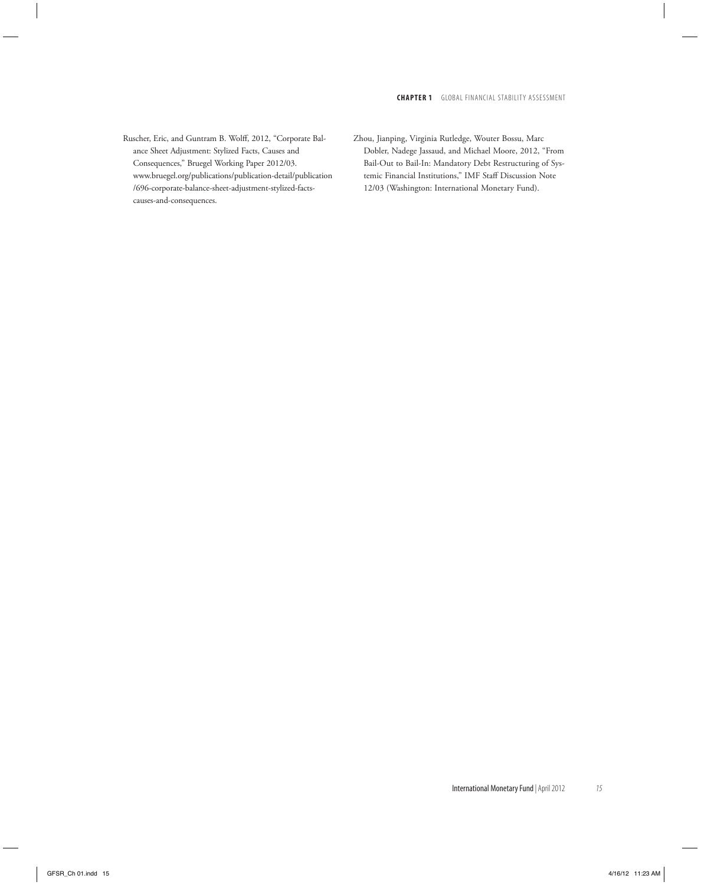Ruscher, Eric, and Guntram B. Wolff, 2012, "Corporate Balance Sheet Adjustment: Stylized Facts, Causes and Consequences," Bruegel Working Paper 2012/03. www.bruegel.org/publications/publication-detail/publication/696-corporate-balance-sheet-adjustment-stylized-facts-causes-and-consequences.

Zhou, Jianping, Virginia Rutledge, Wouter Bossu, Marc Dobler, Nadege Jassaud, and Michael Moore, 2012, "From Bail-Out to Bail-In: Mandatory Debt Restructuring of Systemic Financial Institutions," IMF Staff Discussion Note 12/03 (Washington: International Monetary Fund).